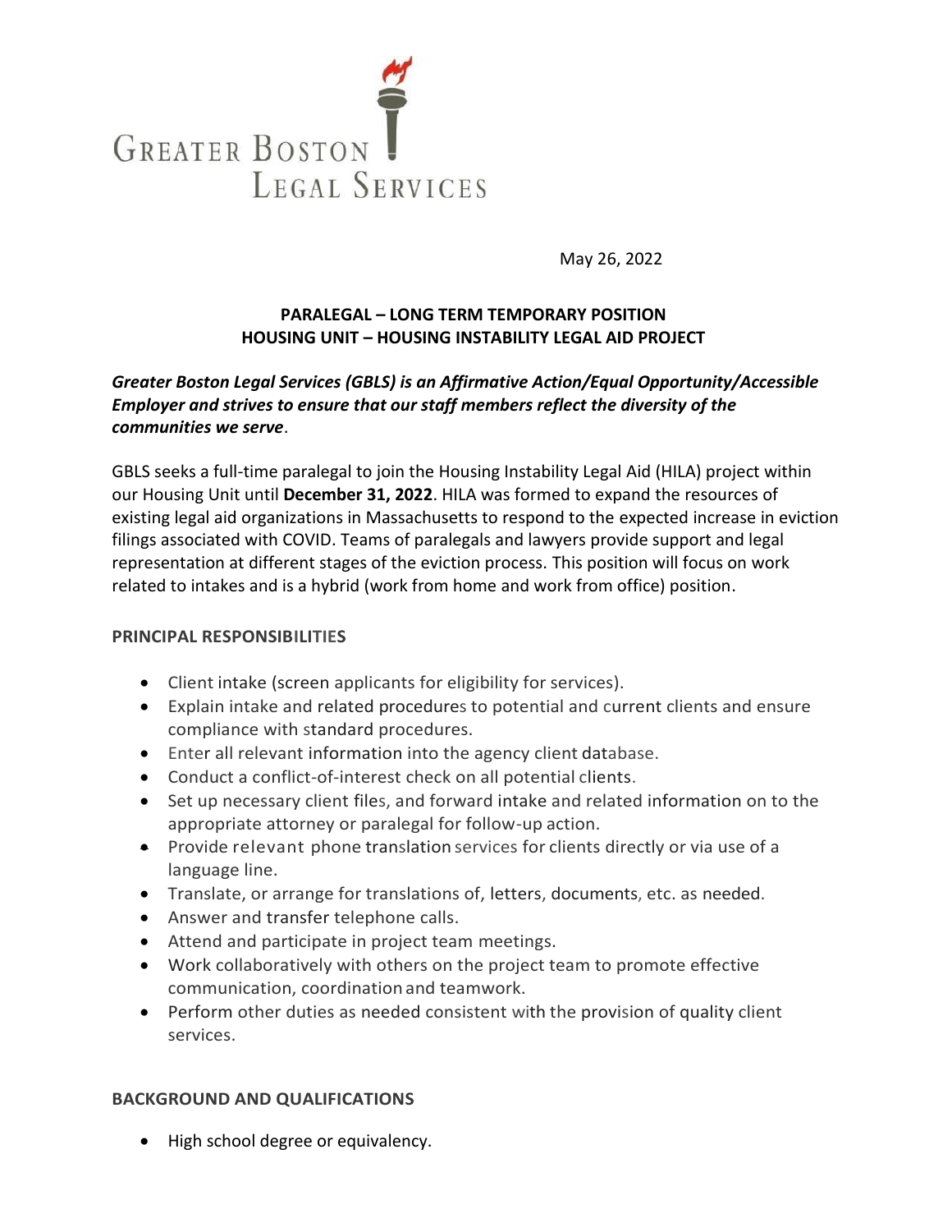Greater Boston Legal Services

May 26, 2022

**PARALEGAL – LONG TERM TEMPORARY POSITION**
**HOUSING UNIT – HOUSING INSTABILITY LEGAL AID PROJECT**

***Greater Boston Legal Services (GBLS) is an Affirmative Action/Equal Opportunity/Accessible Employer and strives to ensure that our staff members reflect the diversity of the communities we serve*.**

GBLS seeks a full-time paralegal to join the Housing Instability Legal Aid (HILA) project within our Housing Unit until **December 31, 2022**. HILA was formed to expand the resources of existing legal aid organizations in Massachusetts to respond to the expected increase in eviction filings associated with COVID. Teams of paralegals and lawyers provide support and legal representation at different stages of the eviction process. This position will focus on work related to intakes and is a hybrid (work from home and work from office) position.

## PRINCIPAL RESPONSIBILITIES

- Client intake (screen applicants for eligibility for services).
- Explain intake and related procedures to potential and current clients and ensure compliance with standard procedures.
- Enter all relevant information into the agency client database.
- Conduct a conflict-of-interest check on all potential clients.
- Set up necessary client files, and forward intake and related information on to the appropriate attorney or paralegal for follow-up action.
- Provide relevant phone translation services for clients directly or via use of a language line.
- Translate, or arrange for translations of, letters, documents, etc. as needed.
- Answer and transfer telephone calls.
- Attend and participate in project team meetings.
- Work collaboratively with others on the project team to promote effective communication, coordination and teamwork.
- Perform other duties as needed consistent with the provision of quality client services.

## BACKGROUND AND QUALIFICATIONS

- High school degree or equivalency.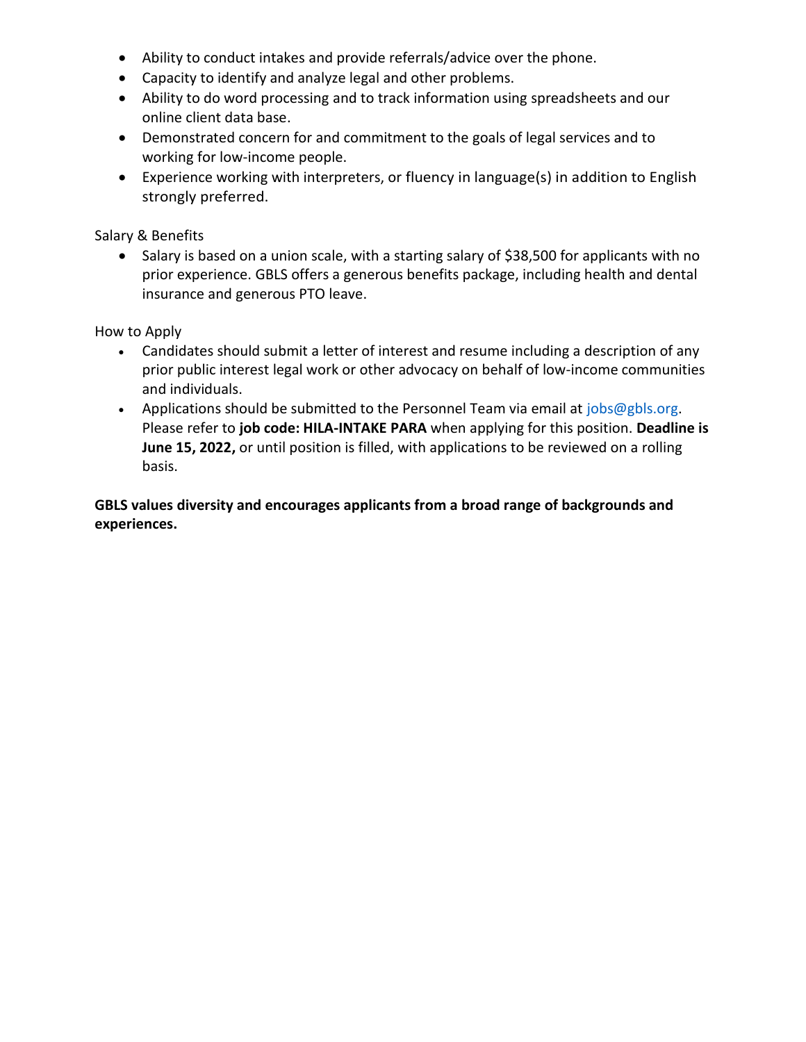- Ability to conduct intakes and provide referrals/advice over the phone.
- Capacity to identify and analyze legal and other problems.
- Ability to do word processing and to track information using spreadsheets and our online client data base.
- Demonstrated concern for and commitment to the goals of legal services and to working for low-income people.
- Experience working with interpreters, or fluency in language(s) in addition to English strongly preferred.

Salary & Benefits

- Salary is based on a union scale, with a starting salary of $38,500 for applicants with no prior experience. GBLS offers a generous benefits package, including health and dental insurance and generous PTO leave.

How to Apply

- Candidates should submit a letter of interest and resume including a description of any prior public interest legal work or other advocacy on behalf of low-income communities and individuals.
- Applications should be submitted to the Personnel Team via email at jobs@gbls.org. Please refer to **job code: HILA-INTAKE PARA** when applying for this position. **Deadline is June 15, 2022,** or until position is filled, with applications to be reviewed on a rolling basis.

**GBLS values diversity and encourages applicants from a broad range of backgrounds and experiences.**